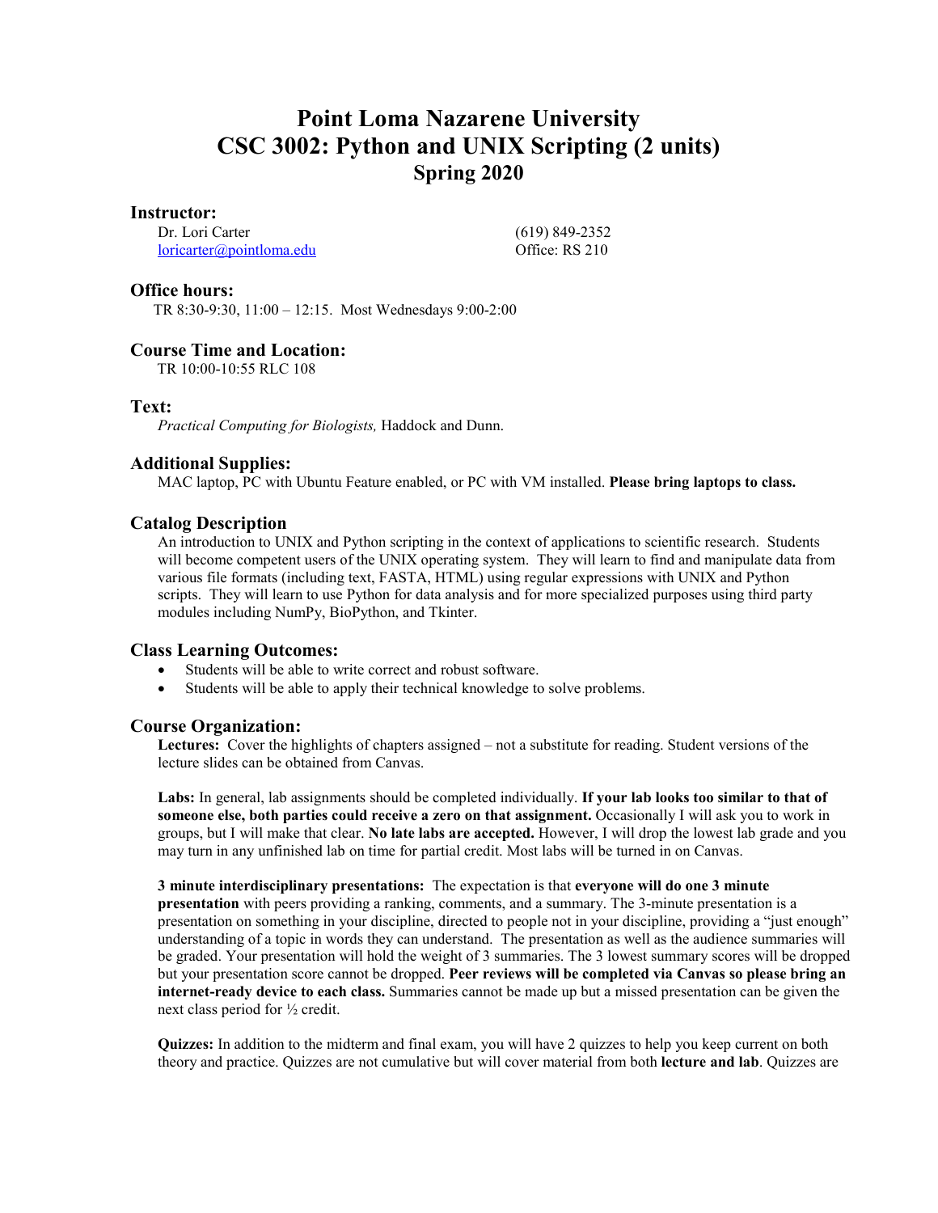# Point Loma Nazarene University
# CSC 3002: Python and UNIX Scripting (2 units)
## Spring 2020

### Instructor:

Dr. Lori Carter
loricarter@pointloma.edu

(619) 849-2352
Office: RS 210

### Office hours:

TR 8:30-9:30, 11:00 – 12:15. Most Wednesdays 9:00-2:00

### Course Time and Location:

TR 10:00-10:55 RLC 108

### Text:

*Practical Computing for Biologists,* Haddock and Dunn.

### Additional Supplies:

MAC laptop, PC with Ubuntu Feature enabled, or PC with VM installed. **Please bring laptops to class.**

### Catalog Description

An introduction to UNIX and Python scripting in the context of applications to scientific research. Students will become competent users of the UNIX operating system. They will learn to find and manipulate data from various file formats (including text, FASTA, HTML) using regular expressions with UNIX and Python scripts. They will learn to use Python for data analysis and for more specialized purposes using third party modules including NumPy, BioPython, and Tkinter.

### Class Learning Outcomes:

- Students will be able to write correct and robust software.
- Students will be able to apply their technical knowledge to solve problems.

### Course Organization:

**Lectures:** Cover the highlights of chapters assigned – not a substitute for reading. Student versions of the lecture slides can be obtained from Canvas.

**Labs:** In general, lab assignments should be completed individually. **If your lab looks too similar to that of someone else, both parties could receive a zero on that assignment.** Occasionally I will ask you to work in groups, but I will make that clear. **No late labs are accepted.** However, I will drop the lowest lab grade and you may turn in any unfinished lab on time for partial credit. Most labs will be turned in on Canvas.

**3 minute interdisciplinary presentations:** The expectation is that **everyone will do one 3 minute presentation** with peers providing a ranking, comments, and a summary. The 3-minute presentation is a presentation on something in your discipline, directed to people not in your discipline, providing a "just enough" understanding of a topic in words they can understand. The presentation as well as the audience summaries will be graded. Your presentation will hold the weight of 3 summaries. The 3 lowest summary scores will be dropped but your presentation score cannot be dropped. **Peer reviews will be completed via Canvas so please bring an internet-ready device to each class.** Summaries cannot be made up but a missed presentation can be given the next class period for ½ credit.

**Quizzes:** In addition to the midterm and final exam, you will have 2 quizzes to help you keep current on both theory and practice. Quizzes are not cumulative but will cover material from both **lecture and lab**. Quizzes are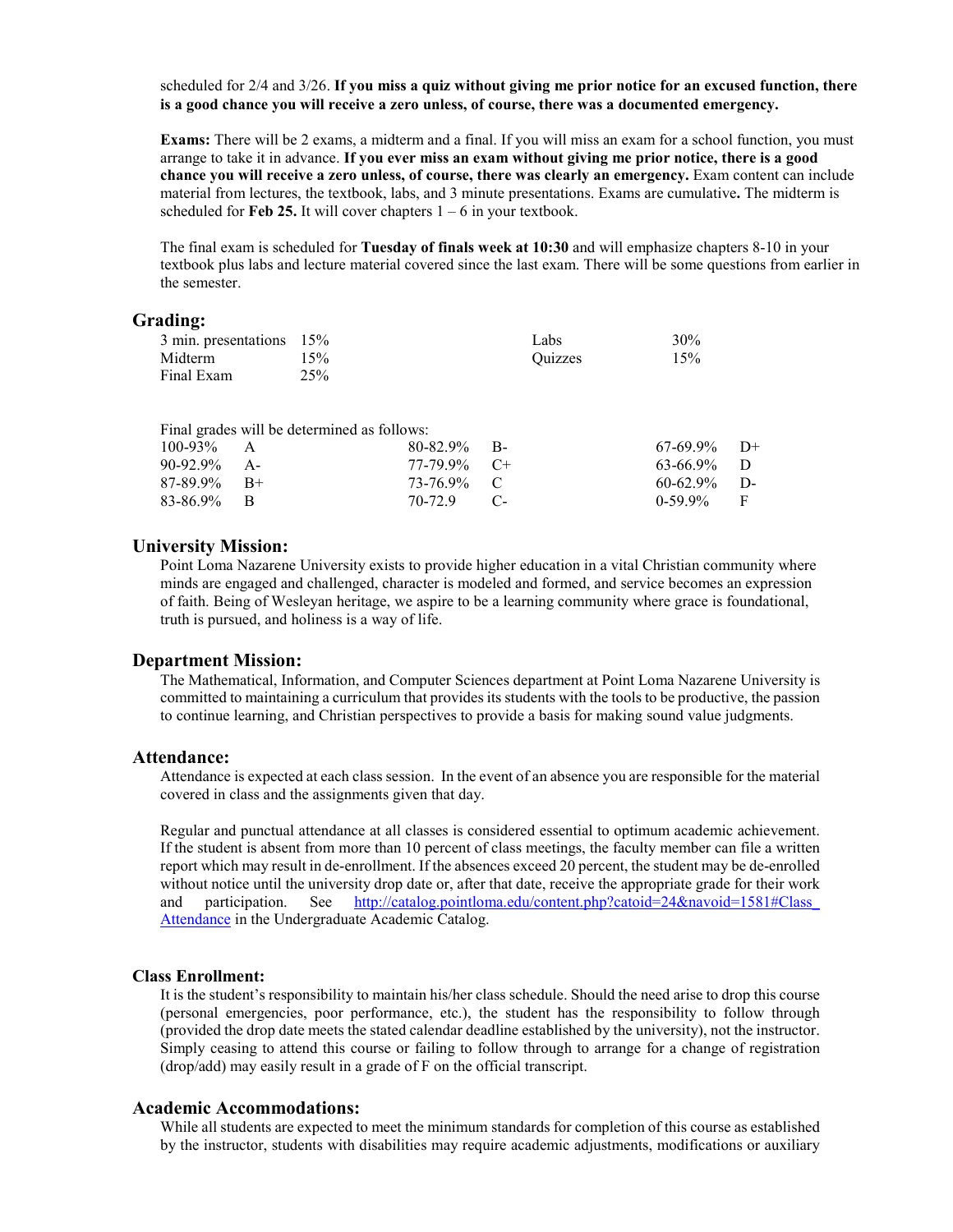scheduled for 2/4 and 3/26. **If you miss a quiz without giving me prior notice for an excused function, there is a good chance you will receive a zero unless, of course, there was a documented emergency.**

**Exams:** There will be 2 exams, a midterm and a final. If you will miss an exam for a school function, you must arrange to take it in advance. **If you ever miss an exam without giving me prior notice, there is a good chance you will receive a zero unless, of course, there was clearly an emergency.** Exam content can include material from lectures, the textbook, labs, and 3 minute presentations. Exams are cumulative**.** The midterm is scheduled for **Feb 25.** It will cover chapters 1 – 6 in your textbook.

The final exam is scheduled for **Tuesday of finals week at 10:30** and will emphasize chapters 8-10 in your textbook plus labs and lecture material covered since the last exam. There will be some questions from earlier in the semester.

## Grading:

| | | | |
|---|---|---|---|
| 3 min. presentations | 15% | Labs | 30% |
| Midterm | 15% | Quizzes | 15% |
| Final Exam | 25% | | |

Final grades will be determined as follows:

| | | | | | |
|---|---|---|---|---|---|
| 100-93% | A | 80-82.9% | B- | 67-69.9% | D+ |
| 90-92.9% | A- | 77-79.9% | C+ | 63-66.9% | D |
| 87-89.9% | B+ | 73-76.9% | C | 60-62.9% | D- |
| 83-86.9% | B | 70-72.9 | C- | 0-59.9% | F |

## University Mission:

Point Loma Nazarene University exists to provide higher education in a vital Christian community where minds are engaged and challenged, character is modeled and formed, and service becomes an expression of faith. Being of Wesleyan heritage, we aspire to be a learning community where grace is foundational, truth is pursued, and holiness is a way of life.

## Department Mission:

The Mathematical, Information, and Computer Sciences department at Point Loma Nazarene University is committed to maintaining a curriculum that provides its students with the tools to be productive, the passion to continue learning, and Christian perspectives to provide a basis for making sound value judgments.

## Attendance:

Attendance is expected at each class session. In the event of an absence you are responsible for the material covered in class and the assignments given that day.

Regular and punctual attendance at all classes is considered essential to optimum academic achievement. If the student is absent from more than 10 percent of class meetings, the faculty member can file a written report which may result in de-enrollment. If the absences exceed 20 percent, the student may be de-enrolled without notice until the university drop date or, after that date, receive the appropriate grade for their work and participation. See [http://catalog.pointloma.edu/content.php?catoid=24&navoid=1581#Class_Attendance](http://catalog.pointloma.edu/content.php?catoid=24&navoid=1581#Class_Attendance) in the Undergraduate Academic Catalog.

## Class Enrollment:

It is the student's responsibility to maintain his/her class schedule. Should the need arise to drop this course (personal emergencies, poor performance, etc.), the student has the responsibility to follow through (provided the drop date meets the stated calendar deadline established by the university), not the instructor. Simply ceasing to attend this course or failing to follow through to arrange for a change of registration (drop/add) may easily result in a grade of F on the official transcript.

## Academic Accommodations:

While all students are expected to meet the minimum standards for completion of this course as established by the instructor, students with disabilities may require academic adjustments, modifications or auxiliary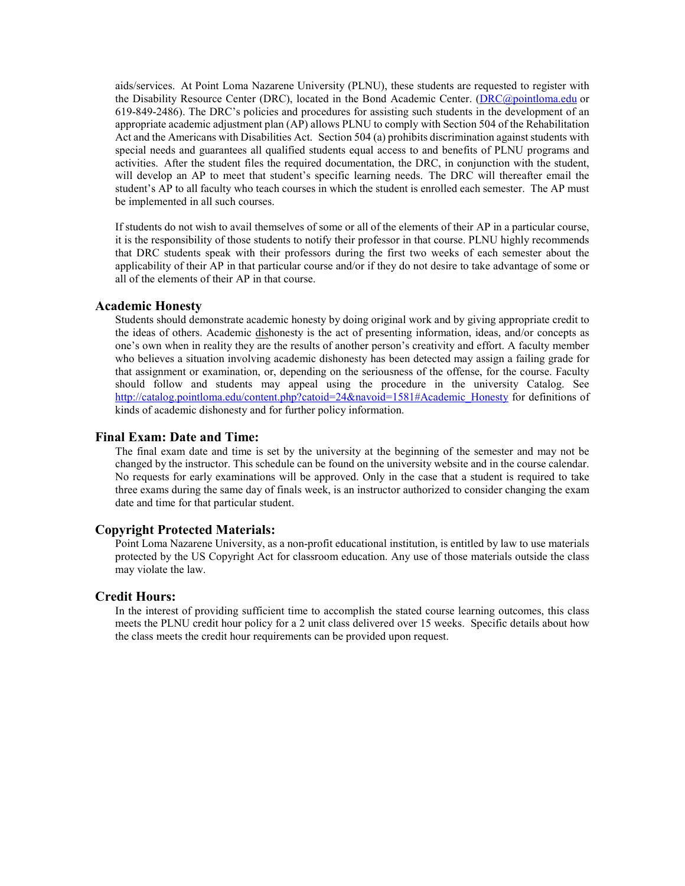aids/services. At Point Loma Nazarene University (PLNU), these students are requested to register with the Disability Resource Center (DRC), located in the Bond Academic Center. (DRC@pointloma.edu or 619-849-2486). The DRC's policies and procedures for assisting such students in the development of an appropriate academic adjustment plan (AP) allows PLNU to comply with Section 504 of the Rehabilitation Act and the Americans with Disabilities Act. Section 504 (a) prohibits discrimination against students with special needs and guarantees all qualified students equal access to and benefits of PLNU programs and activities. After the student files the required documentation, the DRC, in conjunction with the student, will develop an AP to meet that student's specific learning needs. The DRC will thereafter email the student's AP to all faculty who teach courses in which the student is enrolled each semester. The AP must be implemented in all such courses.

If students do not wish to avail themselves of some or all of the elements of their AP in a particular course, it is the responsibility of those students to notify their professor in that course. PLNU highly recommends that DRC students speak with their professors during the first two weeks of each semester about the applicability of their AP in that particular course and/or if they do not desire to take advantage of some or all of the elements of their AP in that course.

## Academic Honesty

Students should demonstrate academic honesty by doing original work and by giving appropriate credit to the ideas of others. Academic dishonesty is the act of presenting information, ideas, and/or concepts as one's own when in reality they are the results of another person's creativity and effort. A faculty member who believes a situation involving academic dishonesty has been detected may assign a failing grade for that assignment or examination, or, depending on the seriousness of the offense, for the course. Faculty should follow and students may appeal using the procedure in the university Catalog. See http://catalog.pointloma.edu/content.php?catoid=24&navoid=1581#Academic_Honesty for definitions of kinds of academic dishonesty and for further policy information.

## Final Exam: Date and Time:

The final exam date and time is set by the university at the beginning of the semester and may not be changed by the instructor. This schedule can be found on the university website and in the course calendar. No requests for early examinations will be approved. Only in the case that a student is required to take three exams during the same day of finals week, is an instructor authorized to consider changing the exam date and time for that particular student.

## Copyright Protected Materials:

Point Loma Nazarene University, as a non-profit educational institution, is entitled by law to use materials protected by the US Copyright Act for classroom education. Any use of those materials outside the class may violate the law.

## Credit Hours:

In the interest of providing sufficient time to accomplish the stated course learning outcomes, this class meets the PLNU credit hour policy for a 2 unit class delivered over 15 weeks. Specific details about how the class meets the credit hour requirements can be provided upon request.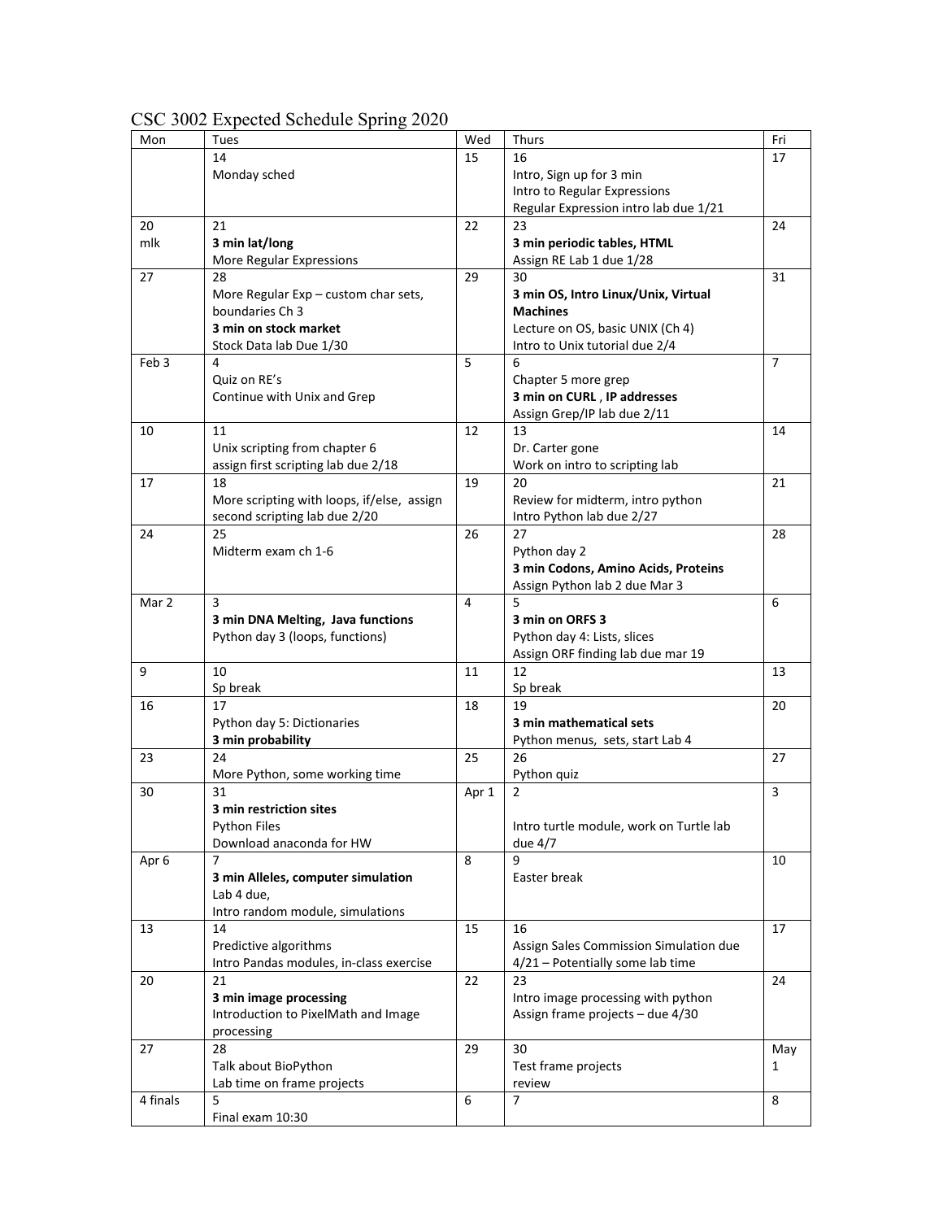CSC 3002 Expected Schedule Spring 2020

| Mon | Tues | Wed | Thurs | Fri |
|---|---|---|---|---|
| | 14<br>Monday sched | 15 | 16<br>Intro, Sign up for 3 min<br>Intro to Regular Expressions<br>Regular Expression intro lab due 1/21 | 17 |
| 20<br>mlk | 21<br>**3 min lat/long**<br>More Regular Expressions | 22 | 23<br>**3 min periodic tables, HTML**<br>Assign RE Lab 1 due 1/28 | 24 |
| 27 | 28<br>More Regular Exp – custom char sets, boundaries Ch 3<br>**3 min on stock market**<br>Stock Data lab Due 1/30 | 29 | 30<br>**3 min OS, Intro Linux/Unix, Virtual Machines**<br>Lecture on OS, basic UNIX (Ch 4)<br>Intro to Unix tutorial due 2/4 | 31 |
| Feb 3 | 4<br>Quiz on RE's<br>Continue with Unix and Grep | 5 | 6<br>Chapter 5 more grep<br>**3 min on CURL , IP addresses**<br>Assign Grep/IP lab due 2/11 | 7 |
| 10 | 11<br>Unix scripting from chapter 6<br>assign first scripting lab due 2/18 | 12 | 13<br>Dr. Carter gone<br>Work on intro to scripting lab | 14 |
| 17 | 18<br>More scripting with loops, if/else, assign second scripting lab due 2/20 | 19 | 20<br>Review for midterm, intro python<br>Intro Python lab due 2/27 | 21 |
| 24 | 25<br>Midterm exam ch 1-6 | 26 | 27<br>Python day 2<br>**3 min Codons, Amino Acids, Proteins**<br>Assign Python lab 2 due Mar 3 | 28 |
| Mar 2 | 3<br>**3 min DNA Melting, Java functions**<br>Python day 3 (loops, functions) | 4 | 5<br>**3 min on ORFS 3**<br>Python day 4: Lists, slices<br>Assign ORF finding lab due mar 19 | 6 |
| 9 | 10<br>Sp break | 11 | 12<br>Sp break | 13 |
| 16 | 17<br>Python day 5: Dictionaries<br>**3 min probability** | 18 | 19<br>**3 min mathematical sets**<br>Python menus, sets, start Lab 4 | 20 |
| 23 | 24<br>More Python, some working time | 25 | 26<br>Python quiz | 27 |
| 30 | 31<br>**3 min restriction sites**<br>Python Files<br>Download anaconda for HW | Apr 1 | 2<br><br>Intro turtle module, work on Turtle lab due 4/7 | 3 |
| Apr 6 | 7<br>**3 min Alleles, computer simulation**<br>Lab 4 due,<br>Intro random module, simulations | 8 | 9<br>Easter break | 10 |
| 13 | 14<br>Predictive algorithms<br>Intro Pandas modules, in-class exercise | 15 | 16<br>Assign Sales Commission Simulation due 4/21 – Potentially some lab time | 17 |
| 20 | 21<br>**3 min image processing**<br>Introduction to PixelMath and Image processing | 22 | 23<br>Intro image processing with python<br>Assign frame projects – due 4/30 | 24 |
| 27 | 28<br>Talk about BioPython<br>Lab time on frame projects | 29 | 30<br>Test frame projects<br>review | May 1 |
| 4 finals | 5<br>Final exam 10:30 | 6 | 7 | 8 |